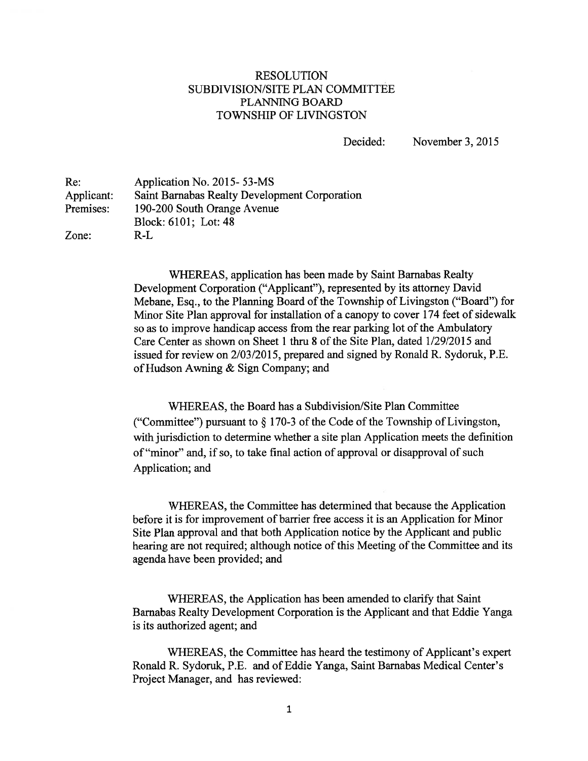# RESOLUTION
## SUBDIVISION/SITE PLAN COMMITTEE
## PLANNING BOARD
## TOWNSHIP OF LIVINGSTON

Decided: November 3, 2015

| | |
|---|---|
| Re: | Application No. 2015- 53-MS |
| Applicant: | Saint Barnabas Realty Development Corporation |
| Premises: | 190-200 South Orange Avenue<br>Block: 6101; Lot: 48 |
| Zone: | R-L |

WHEREAS, application has been made by Saint Barnabas Realty Development Corporation ("Applicant"), represented by its attorney David Mebane, Esq., to the Planning Board of the Township of Livingston ("Board") for Minor Site Plan approval for installation of a canopy to cover 174 feet of sidewalk so as to improve handicap access from the rear parking lot of the Ambulatory Care Center as shown on Sheet 1 thru 8 of the Site Plan, dated 1/29/2015 and issued for review on 2/03/2015, prepared and signed by Ronald R. Sydoruk, P.E. of Hudson Awning & Sign Company; and

WHEREAS, the Board has a Subdivision/Site Plan Committee ("Committee") pursuant to § 170-3 of the Code of the Township of Livingston, with jurisdiction to determine whether a site plan Application meets the definition of "minor" and, if so, to take final action of approval or disapproval of such Application; and

WHEREAS, the Committee has determined that because the Application before it is for improvement of barrier free access it is an Application for Minor Site Plan approval and that both Application notice by the Applicant and public hearing are not required; although notice of this Meeting of the Committee and its agenda have been provided; and

WHEREAS, the Application has been amended to clarify that Saint Barnabas Realty Development Corporation is the Applicant and that Eddie Yanga is its authorized agent; and

WHEREAS, the Committee has heard the testimony of Applicant's expert Ronald R. Sydoruk, P.E. and of Eddie Yanga, Saint Barnabas Medical Center's Project Manager, and has reviewed: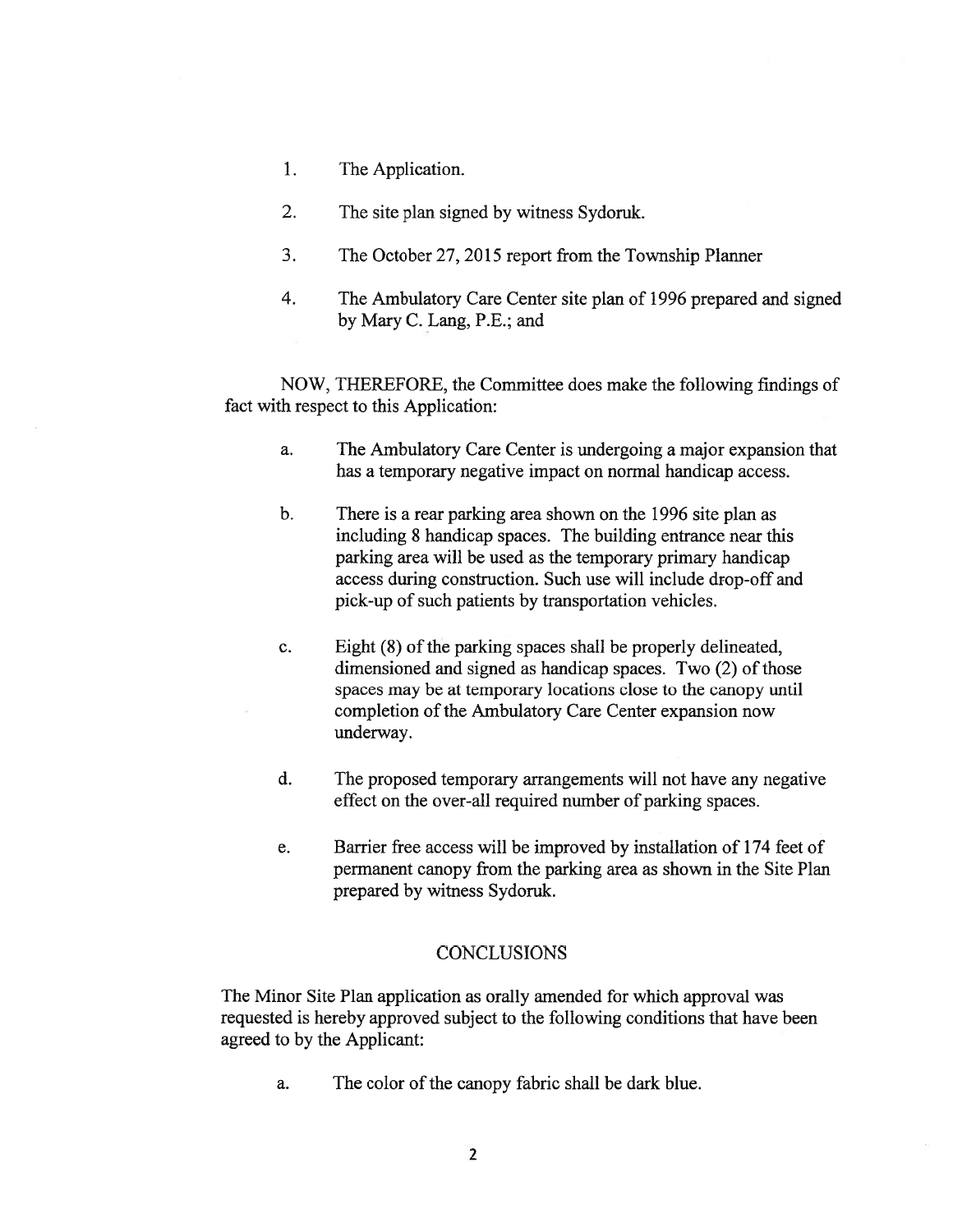1. The Application.

2. The site plan signed by witness Sydoruk.

3. The October 27, 2015 report from the Township Planner

4. The Ambulatory Care Center site plan of 1996 prepared and signed by Mary C. Lang, P.E.; and

NOW, THEREFORE, the Committee does make the following findings of fact with respect to this Application:

a. The Ambulatory Care Center is undergoing a major expansion that has a temporary negative impact on normal handicap access.

b. There is a rear parking area shown on the 1996 site plan as including 8 handicap spaces. The building entrance near this parking area will be used as the temporary primary handicap access during construction. Such use will include drop-off and pick-up of such patients by transportation vehicles.

c. Eight (8) of the parking spaces shall be properly delineated, dimensioned and signed as handicap spaces. Two (2) of those spaces may be at temporary locations close to the canopy until completion of the Ambulatory Care Center expansion now underway.

d. The proposed temporary arrangements will not have any negative effect on the over-all required number of parking spaces.

e. Barrier free access will be improved by installation of 174 feet of permanent canopy from the parking area as shown in the Site Plan prepared by witness Sydoruk.

## CONCLUSIONS

The Minor Site Plan application as orally amended for which approval was requested is hereby approved subject to the following conditions that have been agreed to by the Applicant:

a. The color of the canopy fabric shall be dark blue.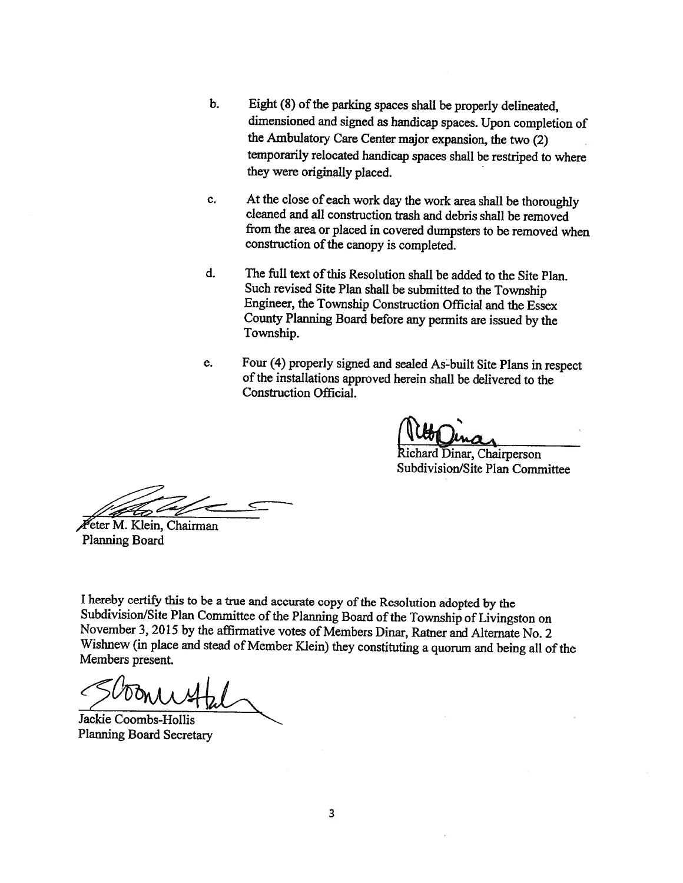b. Eight (8) of the parking spaces shall be properly delineated, dimensioned and signed as handicap spaces. Upon completion of the Ambulatory Care Center major expansion, the two (2) temporarily relocated handicap spaces shall be restriped to where they were originally placed.

c. At the close of each work day the work area shall be thoroughly cleaned and all construction trash and debris shall be removed from the area or placed in covered dumpsters to be removed when construction of the canopy is completed.

d. The full text of this Resolution shall be added to the Site Plan. Such revised Site Plan shall be submitted to the Township Engineer, the Township Construction Official and the Essex County Planning Board before any permits are issued by the Township.

e. Four (4) properly signed and sealed As-built Site Plans in respect of the installations approved herein shall be delivered to the Construction Official.

Richard Dinar, Chairperson
Subdivision/Site Plan Committee

Peter M. Klein, Chairman
Planning Board

I hereby certify this to be a true and accurate copy of the Resolution adopted by the Subdivision/Site Plan Committee of the Planning Board of the Township of Livingston on November 3, 2015 by the affirmative votes of Members Dinar, Ratner and Alternate No. 2 Wishnew (in place and stead of Member Klein) they constituting a quorum and being all of the Members present.

Jackie Coombs-Hollis
Planning Board Secretary